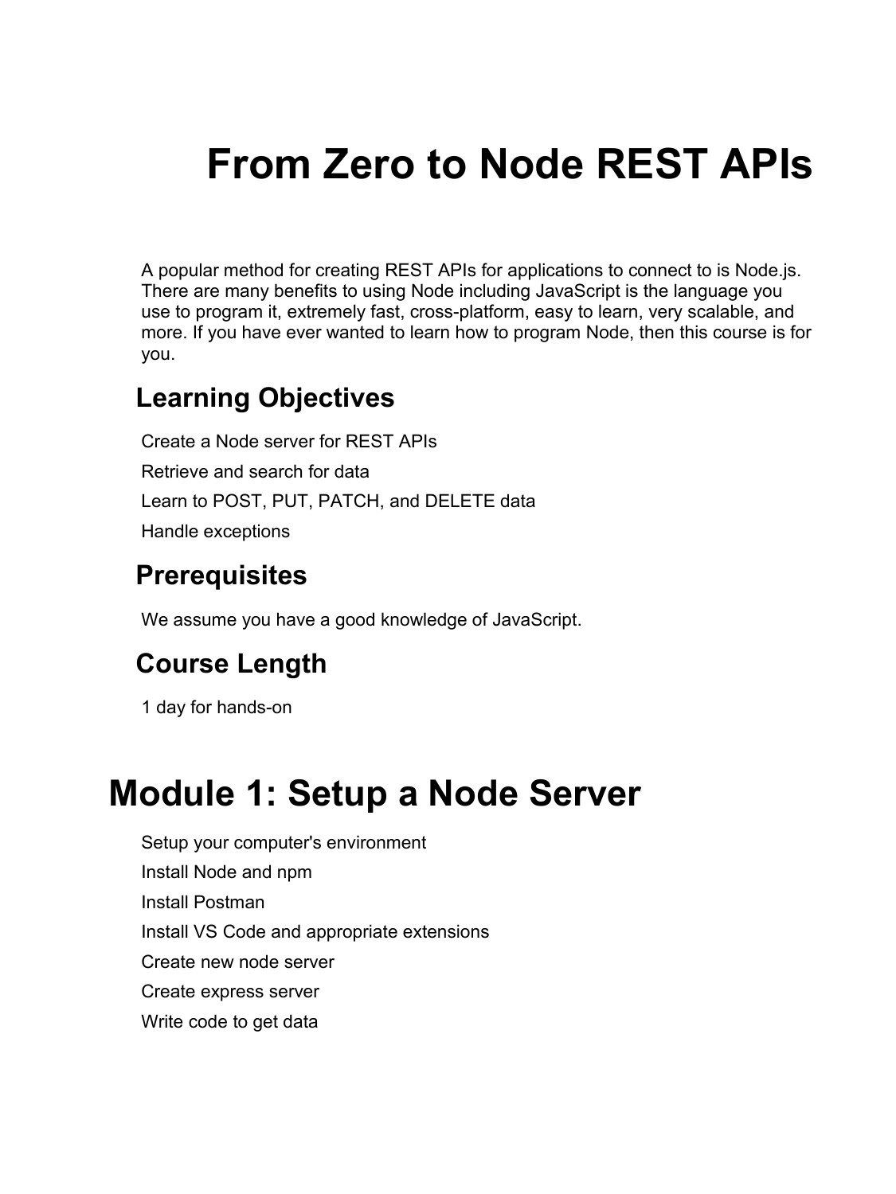# From Zero to Node REST APIs

A popular method for creating REST APIs for applications to connect to is Node.js. There are many benefits to using Node including JavaScript is the language you use to program it, extremely fast, cross-platform, easy to learn, very scalable, and more. If you have ever wanted to learn how to program Node, then this course is for you.

## Learning Objectives

Create a Node server for REST APIs

Retrieve and search for data

Learn to POST, PUT, PATCH, and DELETE data

Handle exceptions

## Prerequisites

We assume you have a good knowledge of JavaScript.

## Course Length

1 day for hands-on

# Module 1: Setup a Node Server

Setup your computer's environment

Install Node and npm

Install Postman

Install VS Code and appropriate extensions

Create new node server

Create express server

Write code to get data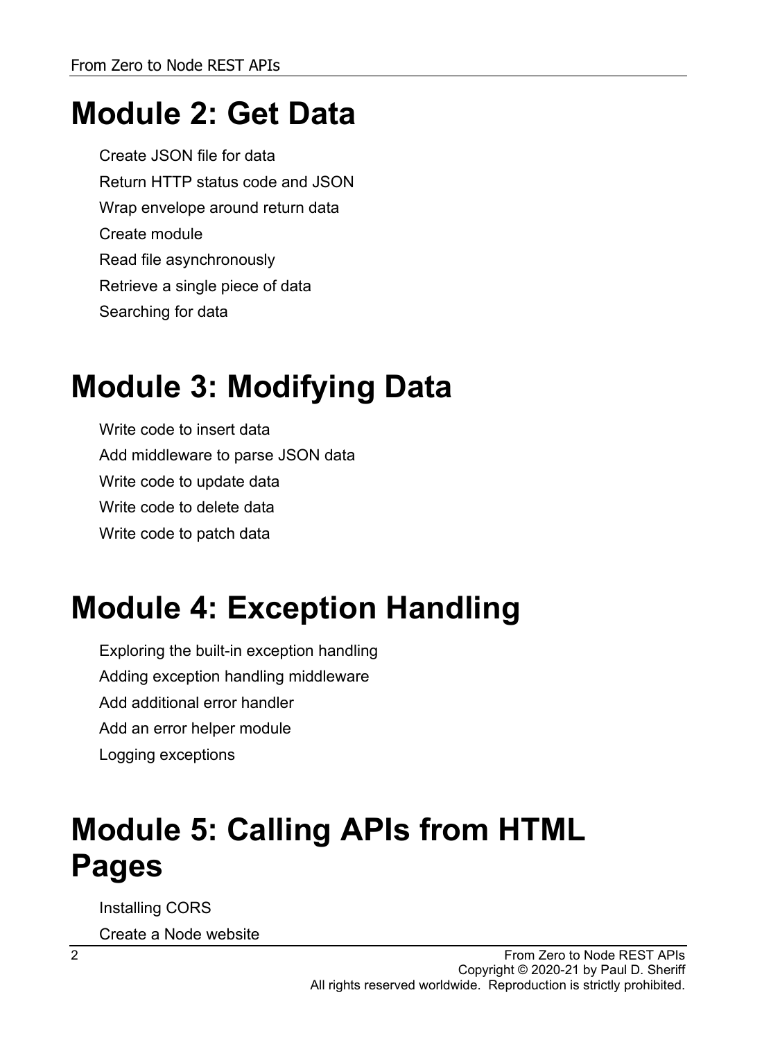# Module 2: Get Data

Create JSON file for data

Return HTTP status code and JSON

Wrap envelope around return data

Create module

Read file asynchronously

Retrieve a single piece of data

Searching for data

# Module 3: Modifying Data

Write code to insert data

Add middleware to parse JSON data

Write code to update data

Write code to delete data

Write code to patch data

# Module 4: Exception Handling

Exploring the built-in exception handling

Adding exception handling middleware

Add additional error handler

Add an error helper module

Logging exceptions

# Module 5: Calling APIs from HTML Pages

Installing CORS

Create a Node website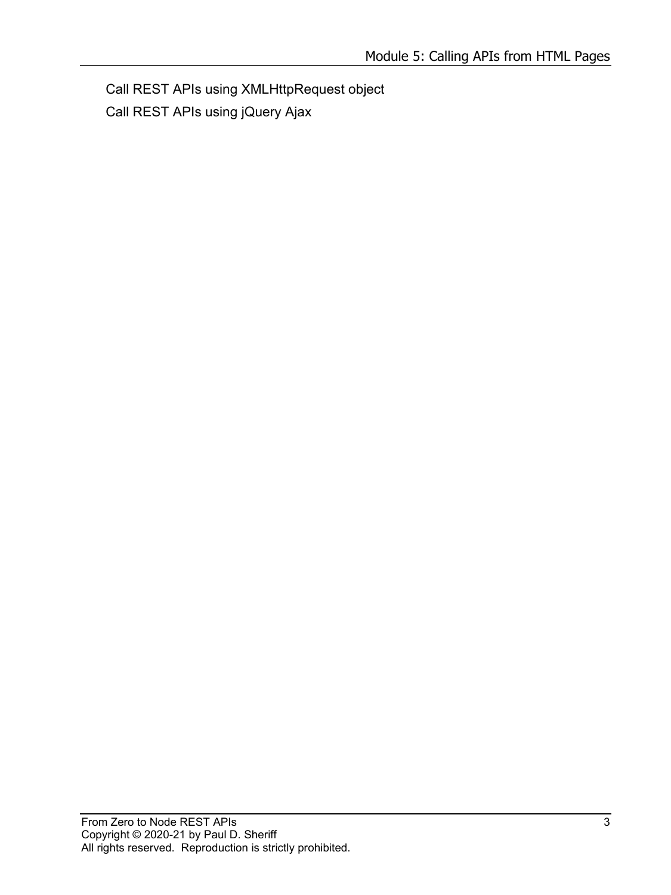Call REST APIs using XMLHttpRequest object

Call REST APIs using jQuery Ajax